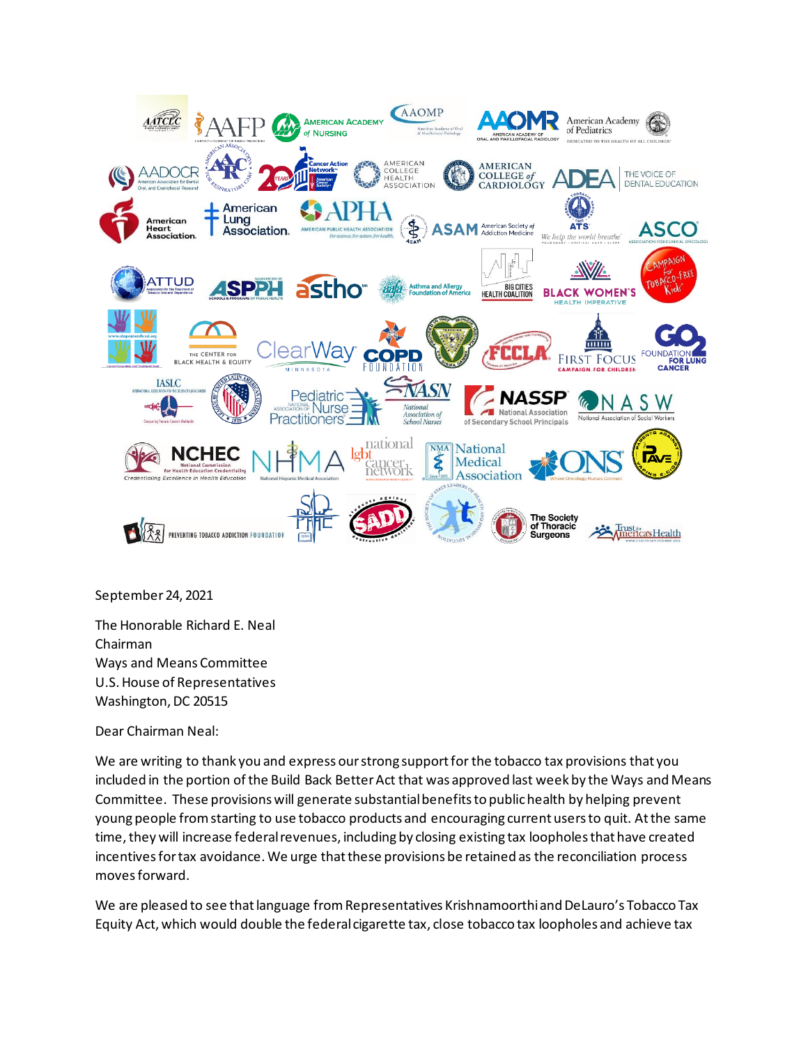September 24, 2021

The Honorable Richard E. Neal
Chairman
Ways and Means Committee
U.S. House of Representatives
Washington, DC 20515

Dear Chairman Neal:

We are writing to thank you and express our strong support for the tobacco tax provisions that you included in the portion of the Build Back Better Act that was approved last week by the Ways and Means Committee. These provisions will generate substantial benefits to public health by helping prevent young people from starting to use tobacco products and encouraging current users to quit. At the same time, they will increase federal revenues, including by closing existing tax loopholes that have created incentives for tax avoidance. We urge that these provisions be retained as the reconciliation process moves forward.

We are pleased to see that language from Representatives Krishnamoorthi and DeLauro's Tobacco Tax Equity Act, which would double the federal cigarette tax, close tobacco tax loopholes and achieve tax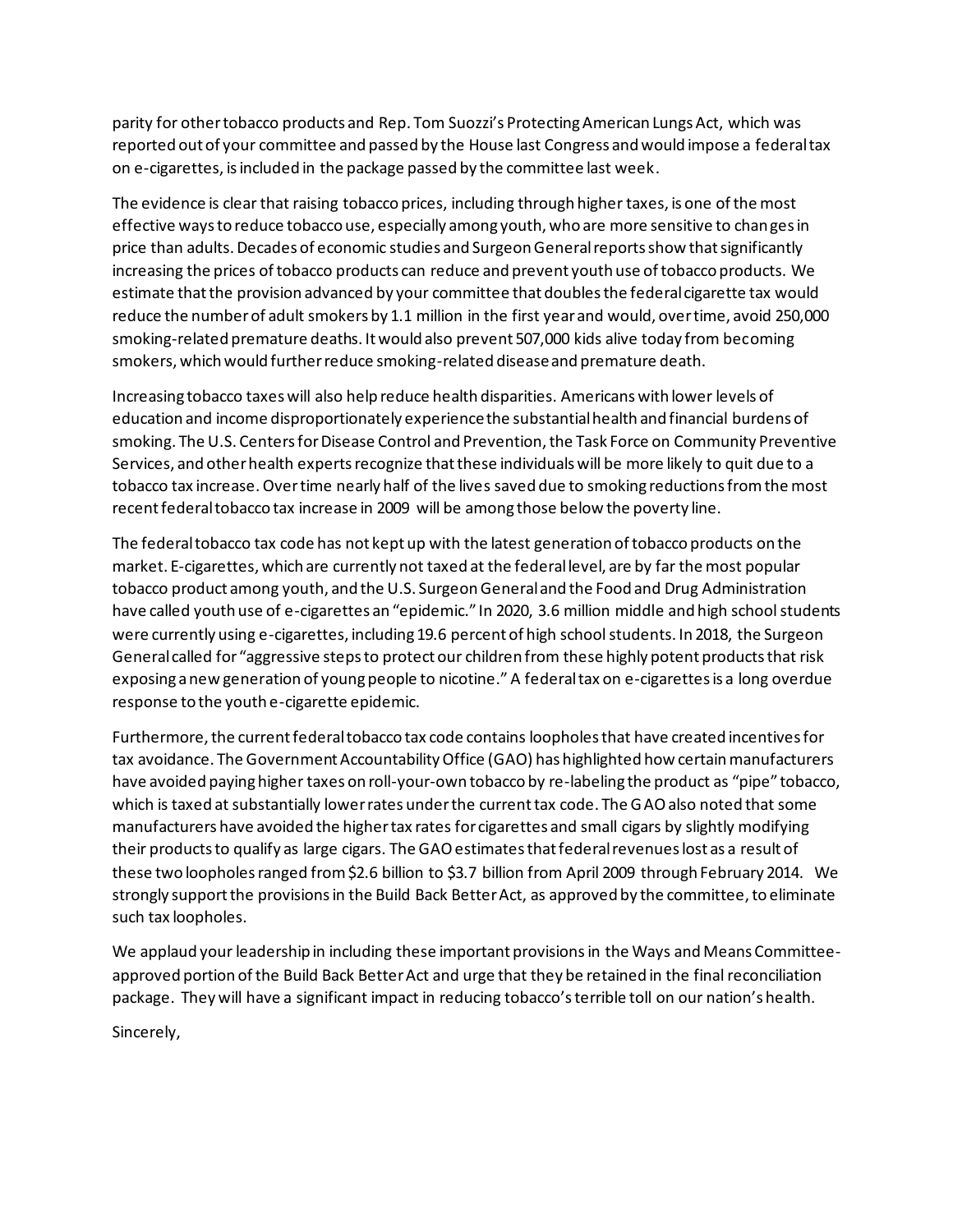parity for other tobacco products and Rep. Tom Suozzi's Protecting American Lungs Act, which was reported out of your committee and passed by the House last Congress and would impose a federal tax on e-cigarettes, is included in the package passed by the committee last week.

The evidence is clear that raising tobacco prices, including through higher taxes, is one of the most effective ways to reduce tobacco use, especially among youth, who are more sensitive to changes in price than adults. Decades of economic studies and Surgeon General reports show that significantly increasing the prices of tobacco products can reduce and prevent youth use of tobacco products. We estimate that the provision advanced by your committee that doubles the federal cigarette tax would reduce the number of adult smokers by 1.1 million in the first year and would, over time, avoid 250,000 smoking-related premature deaths. It would also prevent 507,000 kids alive today from becoming smokers, which would further reduce smoking-related disease and premature death.

Increasing tobacco taxes will also help reduce health disparities. Americans with lower levels of education and income disproportionately experience the substantial health and financial burdens of smoking. The U.S. Centers for Disease Control and Prevention, the Task Force on Community Preventive Services, and other health experts recognize that these individuals will be more likely to quit due to a tobacco tax increase. Over time nearly half of the lives saved due to smoking reductions from the most recent federal tobacco tax increase in 2009 will be among those below the poverty line.

The federal tobacco tax code has not kept up with the latest generation of tobacco products on the market. E-cigarettes, which are currently not taxed at the federal level, are by far the most popular tobacco product among youth, and the U.S. Surgeon General and the Food and Drug Administration have called youth use of e-cigarettes an "epidemic." In 2020, 3.6 million middle and high school students were currently using e-cigarettes, including 19.6 percent of high school students. In 2018, the Surgeon General called for "aggressive steps to protect our children from these highly potent products that risk exposing a new generation of young people to nicotine." A federal tax on e-cigarettes is a long overdue response to the youth e-cigarette epidemic.

Furthermore, the current federal tobacco tax code contains loopholes that have created incentives for tax avoidance. The Government Accountability Office (GAO) has highlighted how certain manufacturers have avoided paying higher taxes on roll-your-own tobacco by re-labeling the product as "pipe" tobacco, which is taxed at substantially lower rates under the current tax code. The GAO also noted that some manufacturers have avoided the higher tax rates for cigarettes and small cigars by slightly modifying their products to qualify as large cigars. The GAO estimates that federal revenues lost as a result of these two loopholes ranged from $2.6 billion to $3.7 billion from April 2009 through February 2014. We strongly support the provisions in the Build Back Better Act, as approved by the committee, to eliminate such tax loopholes.

We applaud your leadership in including these important provisions in the Ways and Means Committee-approved portion of the Build Back Better Act and urge that they be retained in the final reconciliation package. They will have a significant impact in reducing tobacco's terrible toll on our nation's health.

Sincerely,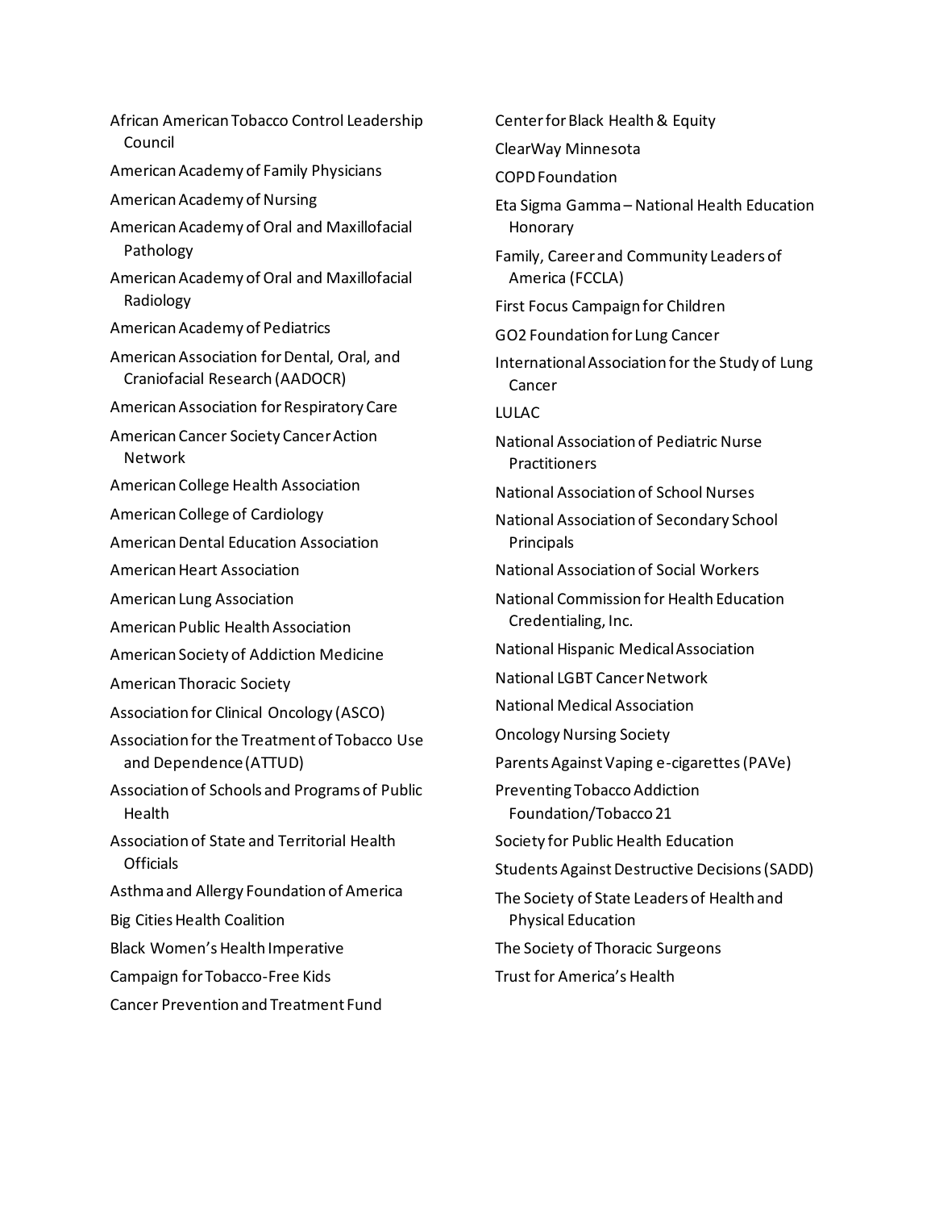African American Tobacco Control Leadership Council

American Academy of Family Physicians

American Academy of Nursing

American Academy of Oral and Maxillofacial Pathology

American Academy of Oral and Maxillofacial Radiology

American Academy of Pediatrics

American Association for Dental, Oral, and Craniofacial Research (AADOCR)

American Association for Respiratory Care

American Cancer Society Cancer Action Network

American College Health Association

American College of Cardiology

American Dental Education Association

American Heart Association

American Lung Association

American Public Health Association

American Society of Addiction Medicine

American Thoracic Society

Association for Clinical Oncology (ASCO)

Association for the Treatment of Tobacco Use and Dependence (ATTUD)

Association of Schools and Programs of Public Health

Association of State and Territorial Health Officials

Asthma and Allergy Foundation of America

Big Cities Health Coalition

Black Women's Health Imperative

Campaign for Tobacco-Free Kids

Cancer Prevention and Treatment Fund

Center for Black Health & Equity

ClearWay Minnesota

COPD Foundation

Eta Sigma Gamma – National Health Education Honorary

Family, Career and Community Leaders of America (FCCLA)

First Focus Campaign for Children

GO2 Foundation for Lung Cancer

International Association for the Study of Lung Cancer

LULAC

National Association of Pediatric Nurse Practitioners

National Association of School Nurses

National Association of Secondary School Principals

National Association of Social Workers

National Commission for Health Education Credentialing, Inc.

National Hispanic Medical Association

National LGBT Cancer Network

National Medical Association

Oncology Nursing Society

Parents Against Vaping e-cigarettes (PAVe)

Preventing Tobacco Addiction Foundation/Tobacco 21

Society for Public Health Education

Students Against Destructive Decisions (SADD)

The Society of State Leaders of Health and Physical Education

The Society of Thoracic Surgeons

Trust for America's Health